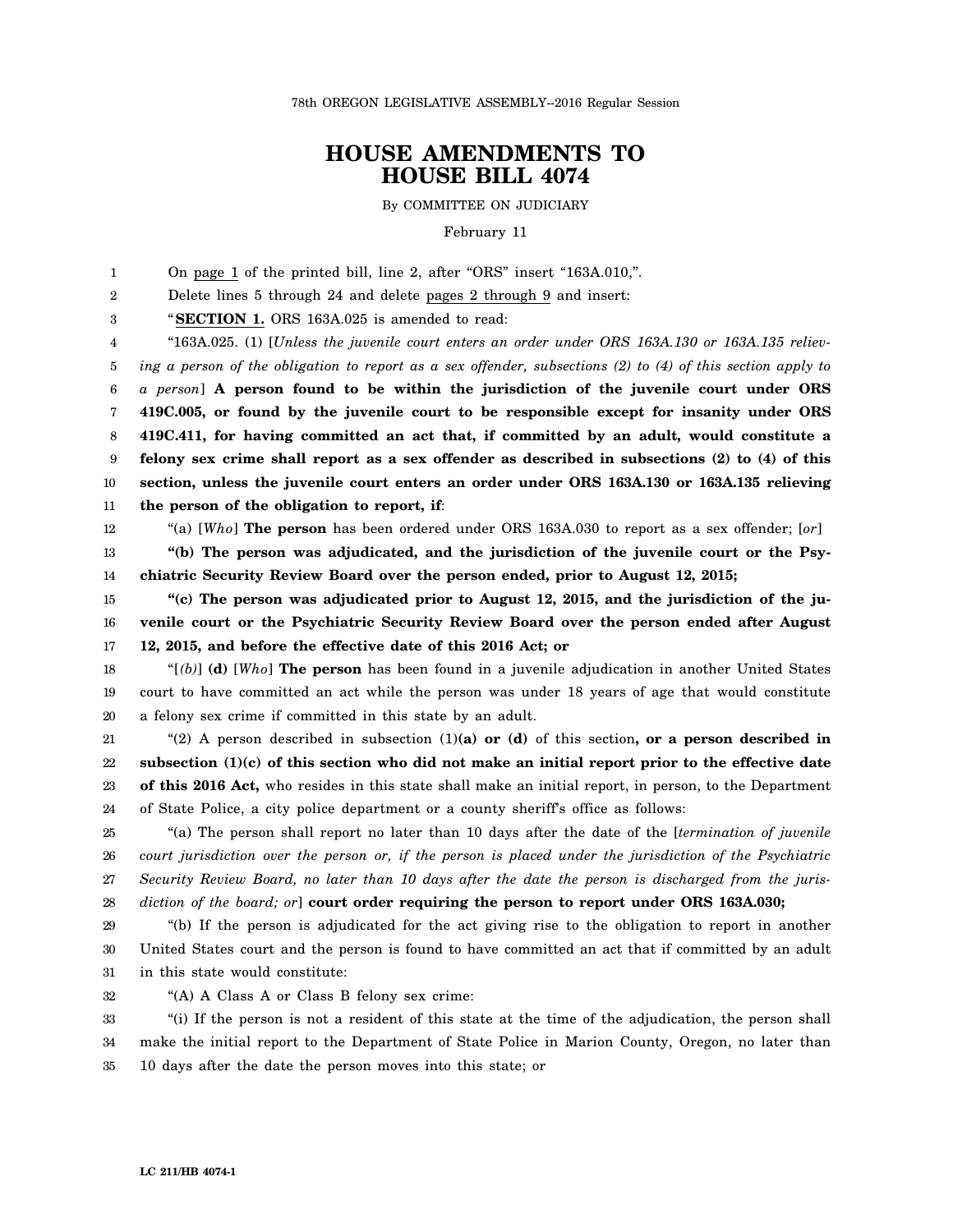78th OREGON LEGISLATIVE ASSEMBLY--2016 Regular Session

# HOUSE AMENDMENTS TO HOUSE BILL 4074

By COMMITTEE ON JUDICIARY

February 11

On page 1 of the printed bill, line 2, after "ORS" insert "163A.010,".

Delete lines 5 through 24 and delete pages 2 through 9 and insert:

"**SECTION 1.** ORS 163A.025 is amended to read:

"163A.025. (1) [*Unless the juvenile court enters an order under ORS 163A.130 or 163A.135 relieving a person of the obligation to report as a sex offender, subsections (2) to (4) of this section apply to a person*] **A person found to be within the jurisdiction of the juvenile court under ORS 419C.005, or found by the juvenile court to be responsible except for insanity under ORS 419C.411, for having committed an act that, if committed by an adult, would constitute a felony sex crime shall report as a sex offender as described in subsections (2) to (4) of this section, unless the juvenile court enters an order under ORS 163A.130 or 163A.135 relieving the person of the obligation to report, if**:

"(a) [*Who*] **The person** has been ordered under ORS 163A.030 to report as a sex offender; [*or*]

**"(b) The person was adjudicated, and the jurisdiction of the juvenile court or the Psychiatric Security Review Board over the person ended, prior to August 12, 2015;**

**"(c) The person was adjudicated prior to August 12, 2015, and the jurisdiction of the juvenile court or the Psychiatric Security Review Board over the person ended after August 12, 2015, and before the effective date of this 2016 Act; or**

"[*(b)*] **(d)** [*Who*] **The person** has been found in a juvenile adjudication in another United States court to have committed an act while the person was under 18 years of age that would constitute a felony sex crime if committed in this state by an adult.

"(2) A person described in subsection (1)**(a) or (d)** of this section**, or a person described in subsection (1)(c) of this section who did not make an initial report prior to the effective date of this 2016 Act,** who resides in this state shall make an initial report, in person, to the Department of State Police, a city police department or a county sheriff's office as follows:

"(a) The person shall report no later than 10 days after the date of the [*termination of juvenile court jurisdiction over the person or, if the person is placed under the jurisdiction of the Psychiatric Security Review Board, no later than 10 days after the date the person is discharged from the jurisdiction of the board; or*] **court order requiring the person to report under ORS 163A.030;**

"(b) If the person is adjudicated for the act giving rise to the obligation to report in another United States court and the person is found to have committed an act that if committed by an adult in this state would constitute:

"(A) A Class A or Class B felony sex crime:

"(i) If the person is not a resident of this state at the time of the adjudication, the person shall make the initial report to the Department of State Police in Marion County, Oregon, no later than 10 days after the date the person moves into this state; or

LC 211/HB 4074-1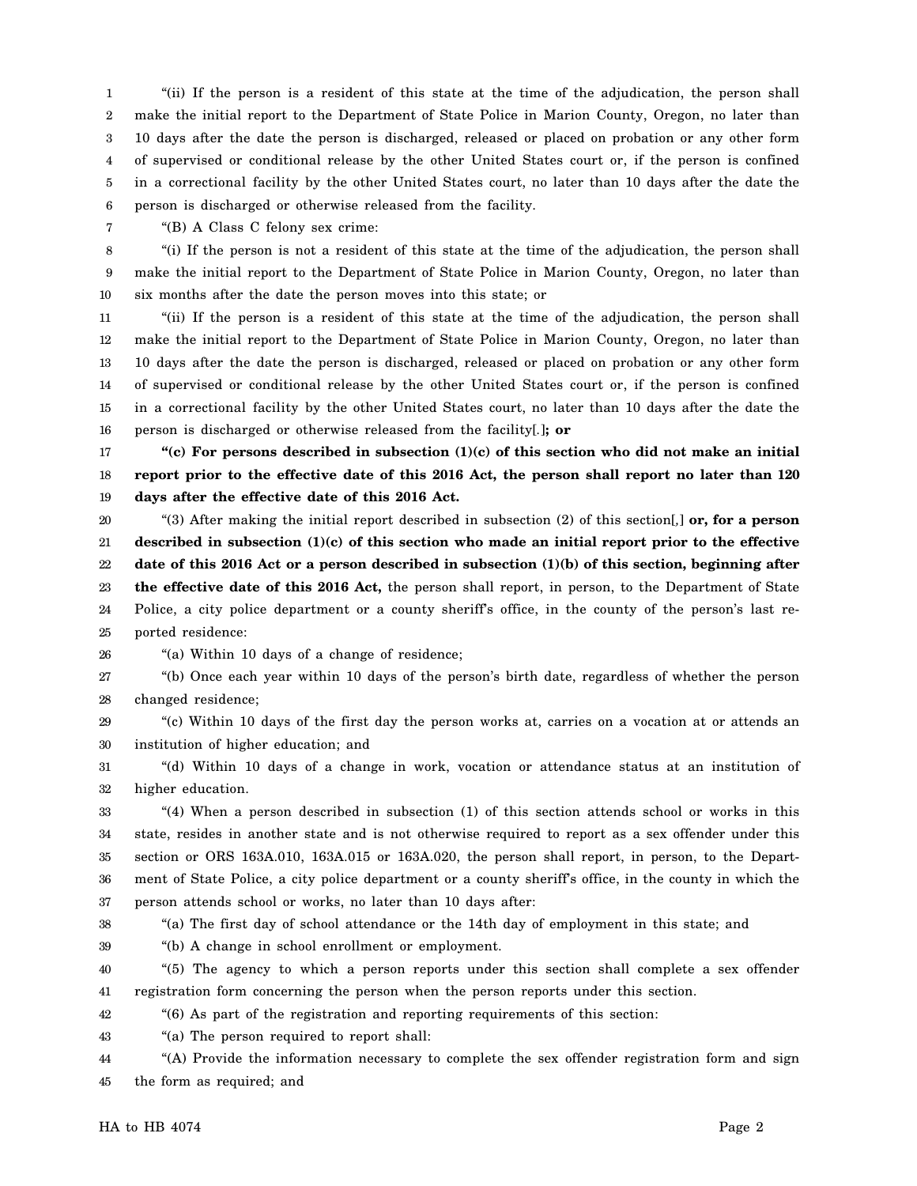"(ii) If the person is a resident of this state at the time of the adjudication, the person shall make the initial report to the Department of State Police in Marion County, Oregon, no later than 10 days after the date the person is discharged, released or placed on probation or any other form of supervised or conditional release by the other United States court or, if the person is confined in a correctional facility by the other United States court, no later than 10 days after the date the person is discharged or otherwise released from the facility.

"(B) A Class C felony sex crime:

"(i) If the person is not a resident of this state at the time of the adjudication, the person shall make the initial report to the Department of State Police in Marion County, Oregon, no later than six months after the date the person moves into this state; or

"(ii) If the person is a resident of this state at the time of the adjudication, the person shall make the initial report to the Department of State Police in Marion County, Oregon, no later than 10 days after the date the person is discharged, released or placed on probation or any other form of supervised or conditional release by the other United States court or, if the person is confined in a correctional facility by the other United States court, no later than 10 days after the date the person is discharged or otherwise released from the facility[.]**; or**

**"(c) For persons described in subsection (1)(c) of this section who did not make an initial report prior to the effective date of this 2016 Act, the person shall report no later than 120 days after the effective date of this 2016 Act.**

"(3) After making the initial report described in subsection (2) of this section[,] **or, for a person described in subsection (1)(c) of this section who made an initial report prior to the effective date of this 2016 Act or a person described in subsection (1)(b) of this section, beginning after the effective date of this 2016 Act,** the person shall report, in person, to the Department of State Police, a city police department or a county sheriff's office, in the county of the person's last reported residence:

"(a) Within 10 days of a change of residence;

"(b) Once each year within 10 days of the person's birth date, regardless of whether the person changed residence;

"(c) Within 10 days of the first day the person works at, carries on a vocation at or attends an institution of higher education; and

"(d) Within 10 days of a change in work, vocation or attendance status at an institution of higher education.

"(4) When a person described in subsection (1) of this section attends school or works in this state, resides in another state and is not otherwise required to report as a sex offender under this section or ORS 163A.010, 163A.015 or 163A.020, the person shall report, in person, to the Department of State Police, a city police department or a county sheriff's office, in the county in which the person attends school or works, no later than 10 days after:

"(a) The first day of school attendance or the 14th day of employment in this state; and

"(b) A change in school enrollment or employment.

"(5) The agency to which a person reports under this section shall complete a sex offender registration form concerning the person when the person reports under this section.

"(6) As part of the registration and reporting requirements of this section:

"(a) The person required to report shall:

"(A) Provide the information necessary to complete the sex offender registration form and sign the form as required; and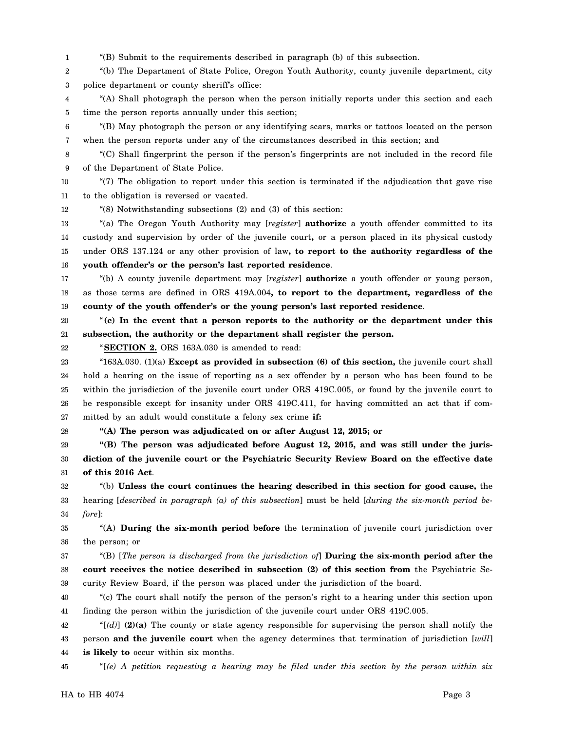"(B) Submit to the requirements described in paragraph (b) of this subsection.

"(b) The Department of State Police, Oregon Youth Authority, county juvenile department, city police department or county sheriff's office:

"(A) Shall photograph the person when the person initially reports under this section and each time the person reports annually under this section;

"(B) May photograph the person or any identifying scars, marks or tattoos located on the person when the person reports under any of the circumstances described in this section; and

"(C) Shall fingerprint the person if the person's fingerprints are not included in the record file of the Department of State Police.

"(7) The obligation to report under this section is terminated if the adjudication that gave rise to the obligation is reversed or vacated.

"(8) Notwithstanding subsections (2) and (3) of this section:

"(a) The Oregon Youth Authority may [*register*] **authorize** a youth offender committed to its custody and supervision by order of the juvenile court**,** or a person placed in its physical custody under ORS 137.124 or any other provision of law**, to report to the authority regardless of the youth offender's or the person's last reported residence**.

"(b) A county juvenile department may [*register*] **authorize** a youth offender or young person, as those terms are defined in ORS 419A.004**, to report to the department, regardless of the county of the youth offender's or the young person's last reported residence**.

"**(c) In the event that a person reports to the authority or the department under this subsection, the authority or the department shall register the person.**

"**SECTION 2.** ORS 163A.030 is amended to read:

"163A.030. (1)(a) **Except as provided in subsection (6) of this section,** the juvenile court shall hold a hearing on the issue of reporting as a sex offender by a person who has been found to be within the jurisdiction of the juvenile court under ORS 419C.005, or found by the juvenile court to be responsible except for insanity under ORS 419C.411, for having committed an act that if committed by an adult would constitute a felony sex crime **if:**

**"(A) The person was adjudicated on or after August 12, 2015; or**

**"(B) The person was adjudicated before August 12, 2015, and was still under the jurisdiction of the juvenile court or the Psychiatric Security Review Board on the effective date of this 2016 Act**.

"(b) **Unless the court continues the hearing described in this section for good cause,** the hearing [*described in paragraph (a) of this subsection*] must be held [*during the six-month period before*]:

"(A) **During the six-month period before** the termination of juvenile court jurisdiction over the person; or

"(B) [*The person is discharged from the jurisdiction of*] **During the six-month period after the court receives the notice described in subsection (2) of this section from** the Psychiatric Security Review Board, if the person was placed under the jurisdiction of the board.

"(c) The court shall notify the person of the person's right to a hearing under this section upon finding the person within the jurisdiction of the juvenile court under ORS 419C.005.

"[*(d)*] **(2)(a)** The county or state agency responsible for supervising the person shall notify the person **and the juvenile court** when the agency determines that termination of jurisdiction [*will*] **is likely to** occur within six months.

"[*(e) A petition requesting a hearing may be filed under this section by the person within six*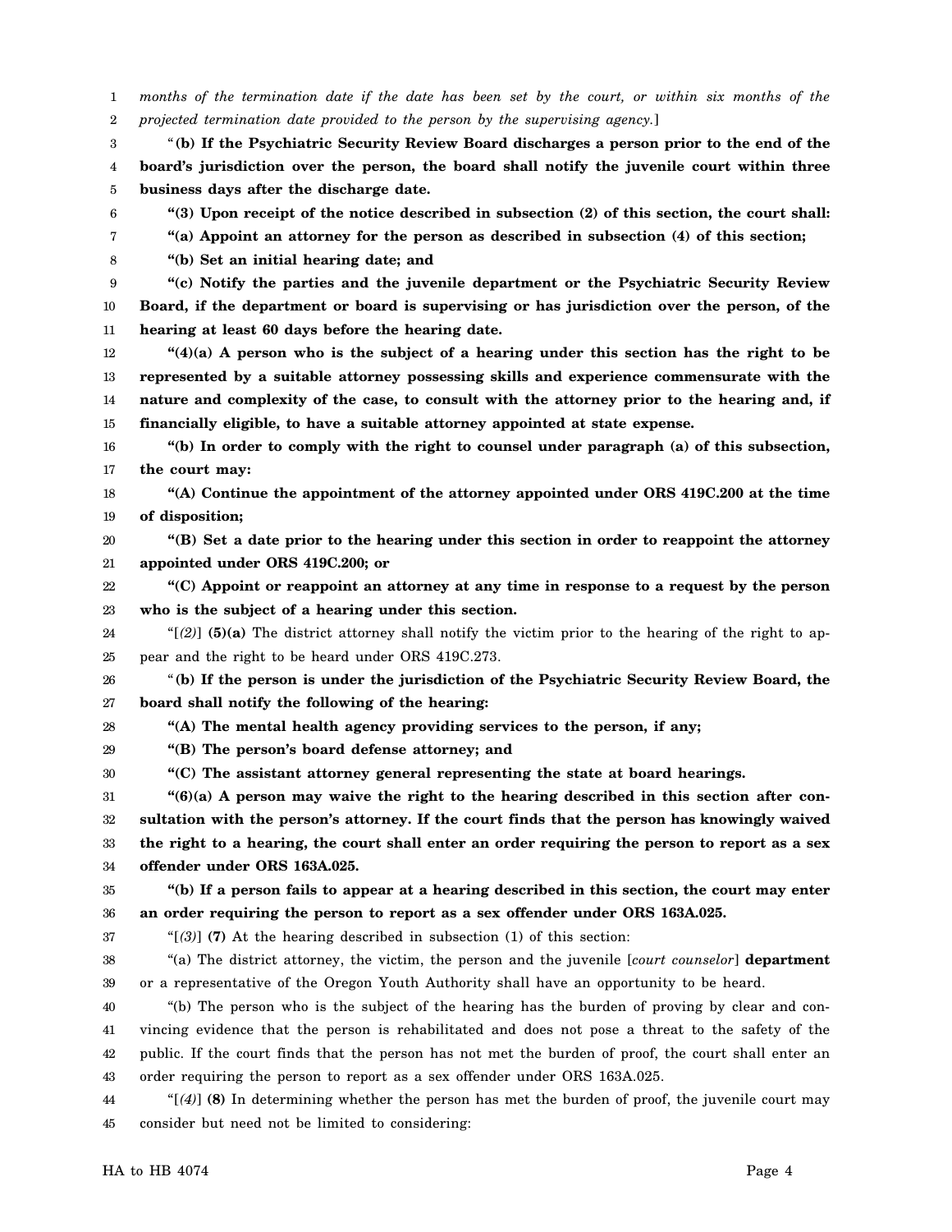*months of the termination date if the date has been set by the court, or within six months of the projected termination date provided to the person by the supervising agency.*]

"**(b) If the Psychiatric Security Review Board discharges a person prior to the end of the board's jurisdiction over the person, the board shall notify the juvenile court within three business days after the discharge date.**

**"(3) Upon receipt of the notice described in subsection (2) of this section, the court shall:**

**"(a) Appoint an attorney for the person as described in subsection (4) of this section;**

**"(b) Set an initial hearing date; and**

**"(c) Notify the parties and the juvenile department or the Psychiatric Security Review Board, if the department or board is supervising or has jurisdiction over the person, of the hearing at least 60 days before the hearing date.**

**"(4)(a) A person who is the subject of a hearing under this section has the right to be represented by a suitable attorney possessing skills and experience commensurate with the nature and complexity of the case, to consult with the attorney prior to the hearing and, if financially eligible, to have a suitable attorney appointed at state expense.**

**"(b) In order to comply with the right to counsel under paragraph (a) of this subsection, the court may:**

**"(A) Continue the appointment of the attorney appointed under ORS 419C.200 at the time of disposition;**

**"(B) Set a date prior to the hearing under this section in order to reappoint the attorney appointed under ORS 419C.200; or**

**"(C) Appoint or reappoint an attorney at any time in response to a request by the person who is the subject of a hearing under this section.**

"[*(2)*] **(5)(a)** The district attorney shall notify the victim prior to the hearing of the right to appear and the right to be heard under ORS 419C.273.

"**(b) If the person is under the jurisdiction of the Psychiatric Security Review Board, the board shall notify the following of the hearing:**

**"(A) The mental health agency providing services to the person, if any;**

**"(B) The person's board defense attorney; and**

**"(C) The assistant attorney general representing the state at board hearings.**

**"(6)(a) A person may waive the right to the hearing described in this section after consultation with the person's attorney. If the court finds that the person has knowingly waived the right to a hearing, the court shall enter an order requiring the person to report as a sex offender under ORS 163A.025.**

**"(b) If a person fails to appear at a hearing described in this section, the court may enter an order requiring the person to report as a sex offender under ORS 163A.025.**

"[*(3)*] **(7)** At the hearing described in subsection (1) of this section:

"(a) The district attorney, the victim, the person and the juvenile [*court counselor*] **department** or a representative of the Oregon Youth Authority shall have an opportunity to be heard.

"(b) The person who is the subject of the hearing has the burden of proving by clear and convincing evidence that the person is rehabilitated and does not pose a threat to the safety of the public. If the court finds that the person has not met the burden of proof, the court shall enter an order requiring the person to report as a sex offender under ORS 163A.025.

"[*(4)*] **(8)** In determining whether the person has met the burden of proof, the juvenile court may consider but need not be limited to considering: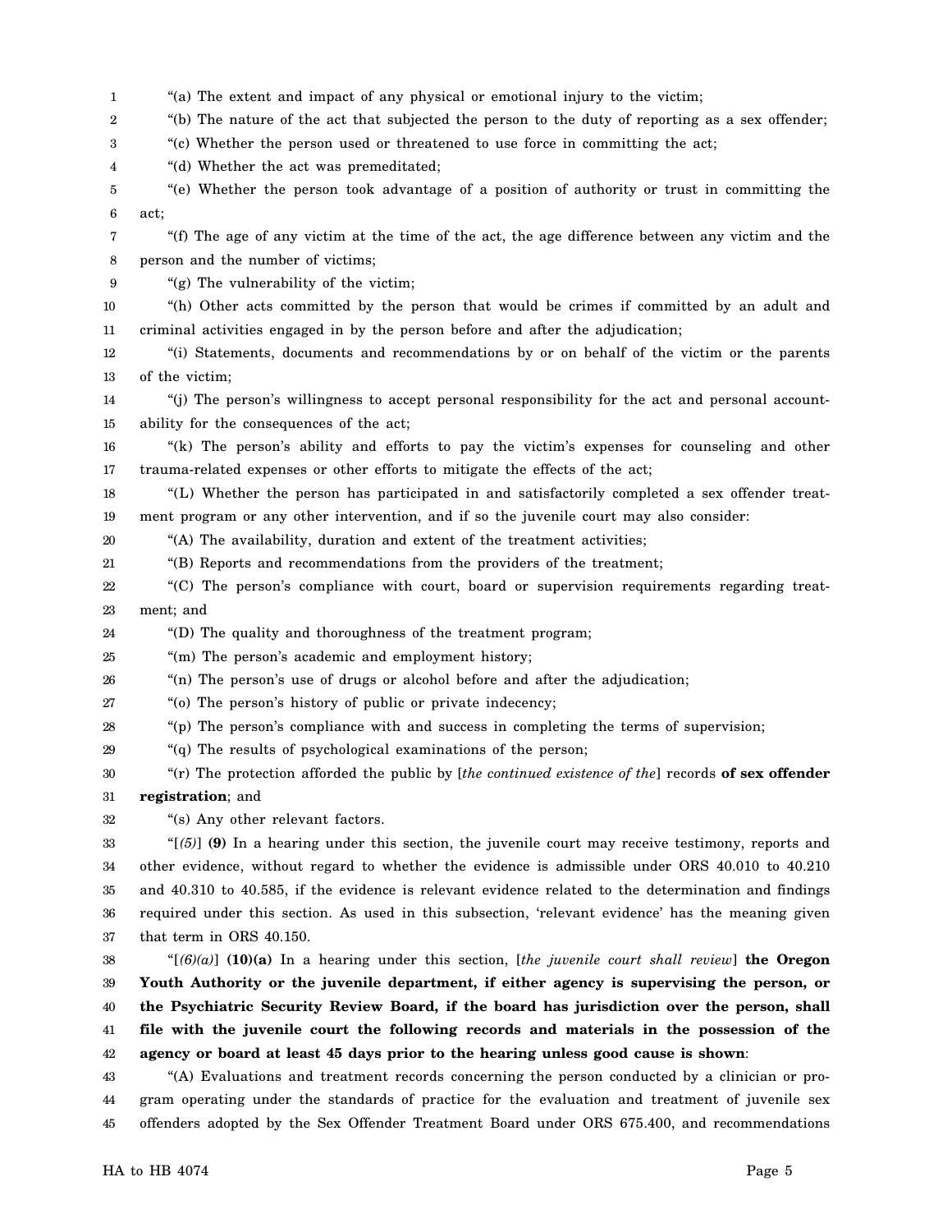"(a) The extent and impact of any physical or emotional injury to the victim;

"(b) The nature of the act that subjected the person to the duty of reporting as a sex offender;

"(c) Whether the person used or threatened to use force in committing the act;

"(d) Whether the act was premeditated;

"(e) Whether the person took advantage of a position of authority or trust in committing the act;

"(f) The age of any victim at the time of the act, the age difference between any victim and the person and the number of victims;

"(g) The vulnerability of the victim;

"(h) Other acts committed by the person that would be crimes if committed by an adult and criminal activities engaged in by the person before and after the adjudication;

"(i) Statements, documents and recommendations by or on behalf of the victim or the parents of the victim;

"(j) The person's willingness to accept personal responsibility for the act and personal accountability for the consequences of the act;

"(k) The person's ability and efforts to pay the victim's expenses for counseling and other trauma-related expenses or other efforts to mitigate the effects of the act;

"(L) Whether the person has participated in and satisfactorily completed a sex offender treatment program or any other intervention, and if so the juvenile court may also consider:

"(A) The availability, duration and extent of the treatment activities;

"(B) Reports and recommendations from the providers of the treatment;

"(C) The person's compliance with court, board or supervision requirements regarding treatment; and

"(D) The quality and thoroughness of the treatment program;

"(m) The person's academic and employment history;

"(n) The person's use of drugs or alcohol before and after the adjudication;

"(o) The person's history of public or private indecency;

"(p) The person's compliance with and success in completing the terms of supervision;

"(q) The results of psychological examinations of the person;

"(r) The protection afforded the public by [*the continued existence of the*] records **of sex offender registration**; and

"(s) Any other relevant factors.

"[*(5)*] **(9)** In a hearing under this section, the juvenile court may receive testimony, reports and other evidence, without regard to whether the evidence is admissible under ORS 40.010 to 40.210 and 40.310 to 40.585, if the evidence is relevant evidence related to the determination and findings required under this section. As used in this subsection, 'relevant evidence' has the meaning given that term in ORS 40.150.

"[*(6)(a)*] **(10)(a)** In a hearing under this section, [*the juvenile court shall review*] **the Oregon Youth Authority or the juvenile department, if either agency is supervising the person, or the Psychiatric Security Review Board, if the board has jurisdiction over the person, shall file with the juvenile court the following records and materials in the possession of the agency or board at least 45 days prior to the hearing unless good cause is shown**:

"(A) Evaluations and treatment records concerning the person conducted by a clinician or program operating under the standards of practice for the evaluation and treatment of juvenile sex offenders adopted by the Sex Offender Treatment Board under ORS 675.400, and recommendations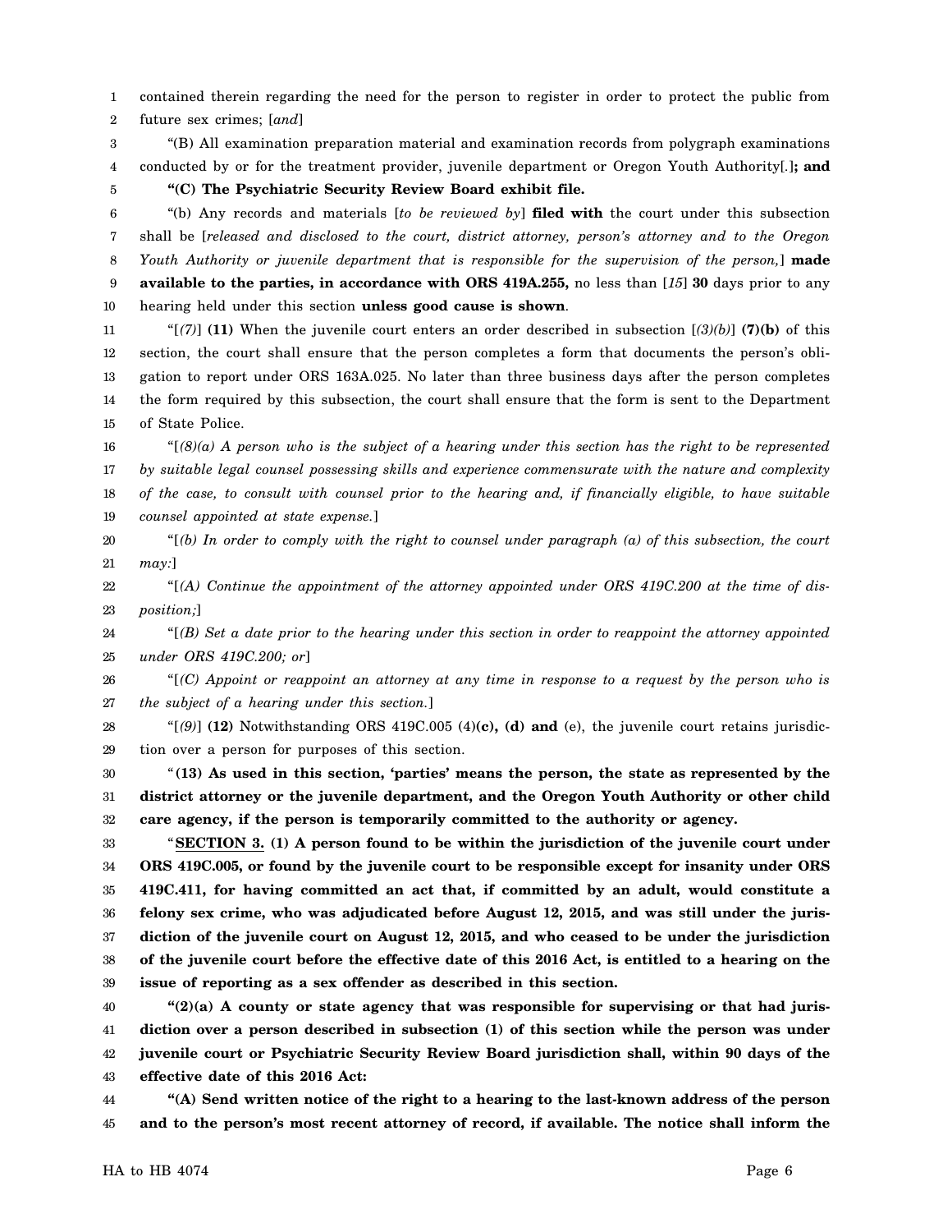contained therein regarding the need for the person to register in order to protect the public from future sex crimes; [*and*]

"(B) All examination preparation material and examination records from polygraph examinations conducted by or for the treatment provider, juvenile department or Oregon Youth Authority[.]**; and**

**"(C) The Psychiatric Security Review Board exhibit file.**

"(b) Any records and materials [*to be reviewed by*] **filed with** the court under this subsection shall be [*released and disclosed to the court, district attorney, person's attorney and to the Oregon Youth Authority or juvenile department that is responsible for the supervision of the person,*] **made available to the parties, in accordance with ORS 419A.255,** no less than [*15*] **30** days prior to any hearing held under this section **unless good cause is shown**.

"[*(7)*] **(11)** When the juvenile court enters an order described in subsection [*(3)(b)*] **(7)(b)** of this section, the court shall ensure that the person completes a form that documents the person's obligation to report under ORS 163A.025. No later than three business days after the person completes the form required by this subsection, the court shall ensure that the form is sent to the Department of State Police.

"[*(8)(a) A person who is the subject of a hearing under this section has the right to be represented by suitable legal counsel possessing skills and experience commensurate with the nature and complexity of the case, to consult with counsel prior to the hearing and, if financially eligible, to have suitable counsel appointed at state expense.*]

"[*(b) In order to comply with the right to counsel under paragraph (a) of this subsection, the court may:*]

"[*(A) Continue the appointment of the attorney appointed under ORS 419C.200 at the time of disposition;*]

"[*(B) Set a date prior to the hearing under this section in order to reappoint the attorney appointed under ORS 419C.200; or*]

"[*(C) Appoint or reappoint an attorney at any time in response to a request by the person who is the subject of a hearing under this section.*]

"[*(9)*] **(12)** Notwithstanding ORS 419C.005 (4)**(c), (d) and** (e), the juvenile court retains jurisdiction over a person for purposes of this section.

"**(13) As used in this section, 'parties' means the person, the state as represented by the district attorney or the juvenile department, and the Oregon Youth Authority or other child care agency, if the person is temporarily committed to the authority or agency.**

"**SECTION 3. (1) A person found to be within the jurisdiction of the juvenile court under ORS 419C.005, or found by the juvenile court to be responsible except for insanity under ORS 419C.411, for having committed an act that, if committed by an adult, would constitute a felony sex crime, who was adjudicated before August 12, 2015, and was still under the jurisdiction of the juvenile court on August 12, 2015, and who ceased to be under the jurisdiction of the juvenile court before the effective date of this 2016 Act, is entitled to a hearing on the issue of reporting as a sex offender as described in this section.**

**"(2)(a) A county or state agency that was responsible for supervising or that had jurisdiction over a person described in subsection (1) of this section while the person was under juvenile court or Psychiatric Security Review Board jurisdiction shall, within 90 days of the effective date of this 2016 Act:**

**"(A) Send written notice of the right to a hearing to the last-known address of the person and to the person's most recent attorney of record, if available. The notice shall inform the**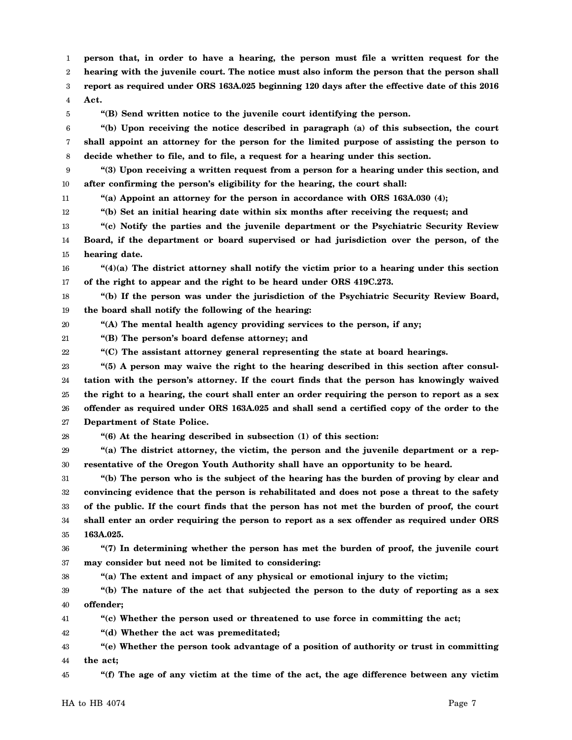**person that, in order to have a hearing, the person must file a written request for the hearing with the juvenile court. The notice must also inform the person that the person shall report as required under ORS 163A.025 beginning 120 days after the effective date of this 2016 Act.**

**"(B) Send written notice to the juvenile court identifying the person.**

**"(b) Upon receiving the notice described in paragraph (a) of this subsection, the court shall appoint an attorney for the person for the limited purpose of assisting the person to decide whether to file, and to file, a request for a hearing under this section.**

**"(3) Upon receiving a written request from a person for a hearing under this section, and after confirming the person's eligibility for the hearing, the court shall:**

**"(a) Appoint an attorney for the person in accordance with ORS 163A.030 (4);**

**"(b) Set an initial hearing date within six months after receiving the request; and**

**"(c) Notify the parties and the juvenile department or the Psychiatric Security Review Board, if the department or board supervised or had jurisdiction over the person, of the hearing date.**

**"(4)(a) The district attorney shall notify the victim prior to a hearing under this section of the right to appear and the right to be heard under ORS 419C.273.**

**"(b) If the person was under the jurisdiction of the Psychiatric Security Review Board, the board shall notify the following of the hearing:**

**"(A) The mental health agency providing services to the person, if any;**

**"(B) The person's board defense attorney; and**

**"(C) The assistant attorney general representing the state at board hearings.**

**"(5) A person may waive the right to the hearing described in this section after consultation with the person's attorney. If the court finds that the person has knowingly waived the right to a hearing, the court shall enter an order requiring the person to report as a sex offender as required under ORS 163A.025 and shall send a certified copy of the order to the Department of State Police.**

**"(6) At the hearing described in subsection (1) of this section:**

**"(a) The district attorney, the victim, the person and the juvenile department or a representative of the Oregon Youth Authority shall have an opportunity to be heard.**

**"(b) The person who is the subject of the hearing has the burden of proving by clear and convincing evidence that the person is rehabilitated and does not pose a threat to the safety of the public. If the court finds that the person has not met the burden of proof, the court shall enter an order requiring the person to report as a sex offender as required under ORS 163A.025.**

**"(7) In determining whether the person has met the burden of proof, the juvenile court may consider but need not be limited to considering:**

**"(a) The extent and impact of any physical or emotional injury to the victim;**

**"(b) The nature of the act that subjected the person to the duty of reporting as a sex offender;**

**"(c) Whether the person used or threatened to use force in committing the act;**

**"(d) Whether the act was premeditated;**

**"(e) Whether the person took advantage of a position of authority or trust in committing the act;**

**"(f) The age of any victim at the time of the act, the age difference between any victim**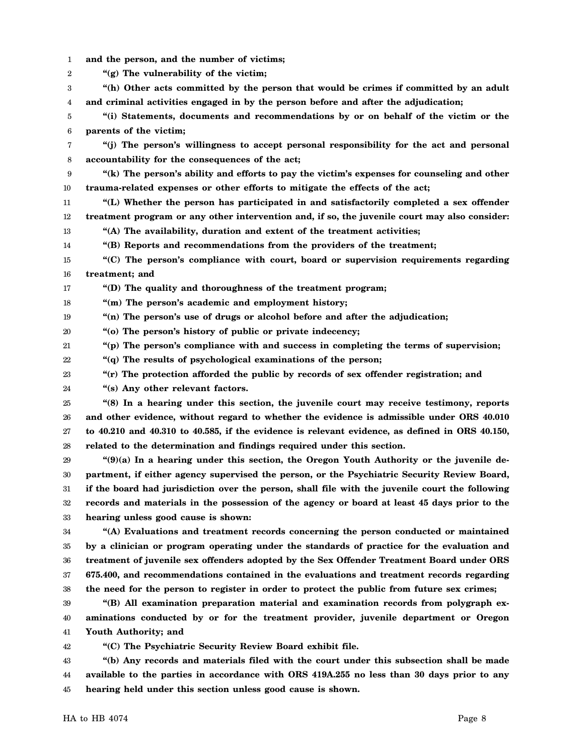**and the person, and the number of victims;**

**"(g) The vulnerability of the victim;**

**"(h) Other acts committed by the person that would be crimes if committed by an adult and criminal activities engaged in by the person before and after the adjudication;**

**"(i) Statements, documents and recommendations by or on behalf of the victim or the parents of the victim;**

**"(j) The person's willingness to accept personal responsibility for the act and personal accountability for the consequences of the act;**

**"(k) The person's ability and efforts to pay the victim's expenses for counseling and other trauma-related expenses or other efforts to mitigate the effects of the act;**

**"(L) Whether the person has participated in and satisfactorily completed a sex offender treatment program or any other intervention and, if so, the juvenile court may also consider:**

**"(A) The availability, duration and extent of the treatment activities;**

**"(B) Reports and recommendations from the providers of the treatment;**

**"(C) The person's compliance with court, board or supervision requirements regarding treatment; and**

**"(D) The quality and thoroughness of the treatment program;**

**"(m) The person's academic and employment history;**

**"(n) The person's use of drugs or alcohol before and after the adjudication;**

**"(o) The person's history of public or private indecency;**

**"(p) The person's compliance with and success in completing the terms of supervision;**

**"(q) The results of psychological examinations of the person;**

**"(r) The protection afforded the public by records of sex offender registration; and**

**"(s) Any other relevant factors.**

**"(8) In a hearing under this section, the juvenile court may receive testimony, reports and other evidence, without regard to whether the evidence is admissible under ORS 40.010 to 40.210 and 40.310 to 40.585, if the evidence is relevant evidence, as defined in ORS 40.150, related to the determination and findings required under this section.**

**"(9)(a) In a hearing under this section, the Oregon Youth Authority or the juvenile department, if either agency supervised the person, or the Psychiatric Security Review Board, if the board had jurisdiction over the person, shall file with the juvenile court the following records and materials in the possession of the agency or board at least 45 days prior to the hearing unless good cause is shown:**

**"(A) Evaluations and treatment records concerning the person conducted or maintained by a clinician or program operating under the standards of practice for the evaluation and treatment of juvenile sex offenders adopted by the Sex Offender Treatment Board under ORS 675.400, and recommendations contained in the evaluations and treatment records regarding the need for the person to register in order to protect the public from future sex crimes;**

**"(B) All examination preparation material and examination records from polygraph examinations conducted by or for the treatment provider, juvenile department or Oregon Youth Authority; and**

**"(C) The Psychiatric Security Review Board exhibit file.**

**"(b) Any records and materials filed with the court under this subsection shall be made available to the parties in accordance with ORS 419A.255 no less than 30 days prior to any hearing held under this section unless good cause is shown.**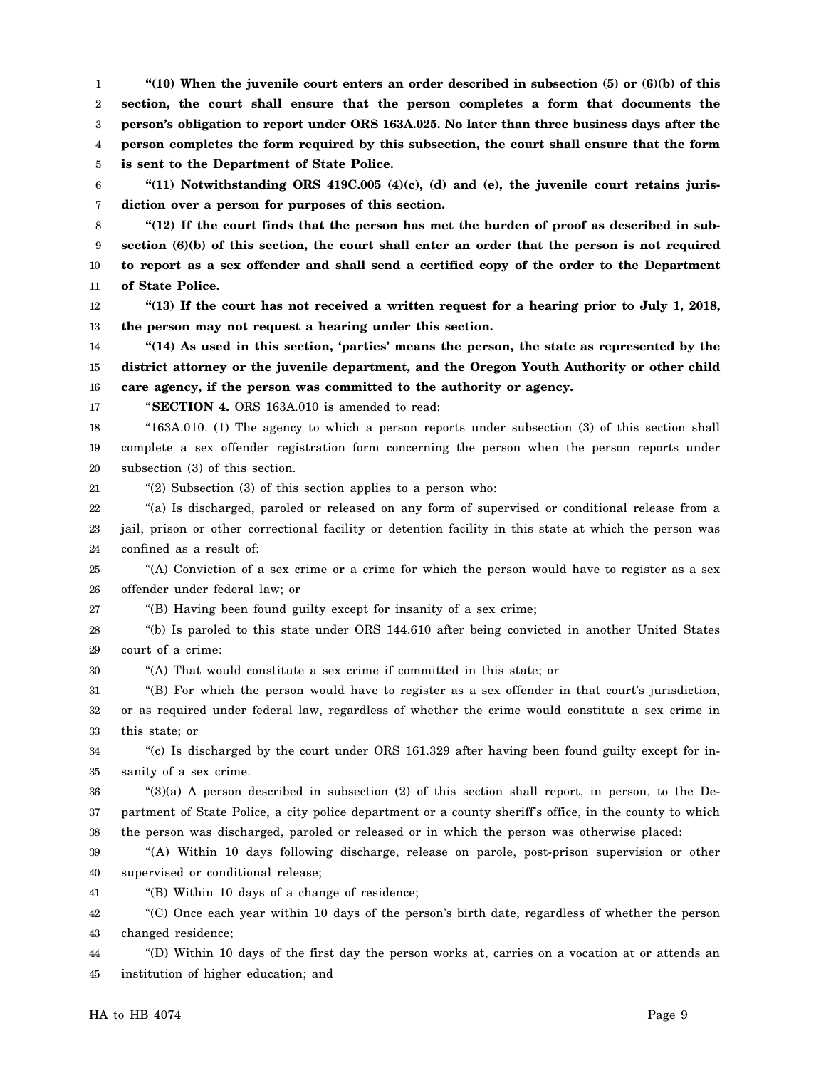**"(10) When the juvenile court enters an order described in subsection (5) or (6)(b) of this section, the court shall ensure that the person completes a form that documents the person's obligation to report under ORS 163A.025. No later than three business days after the person completes the form required by this subsection, the court shall ensure that the form is sent to the Department of State Police.**

**"(11) Notwithstanding ORS 419C.005 (4)(c), (d) and (e), the juvenile court retains jurisdiction over a person for purposes of this section.**

**"(12) If the court finds that the person has met the burden of proof as described in subsection (6)(b) of this section, the court shall enter an order that the person is not required to report as a sex offender and shall send a certified copy of the order to the Department of State Police.**

**"(13) If the court has not received a written request for a hearing prior to July 1, 2018, the person may not request a hearing under this section.**

**"(14) As used in this section, 'parties' means the person, the state as represented by the district attorney or the juvenile department, and the Oregon Youth Authority or other child care agency, if the person was committed to the authority or agency.**

"**SECTION 4.** ORS 163A.010 is amended to read:

"163A.010. (1) The agency to which a person reports under subsection (3) of this section shall complete a sex offender registration form concerning the person when the person reports under subsection (3) of this section.

"(2) Subsection (3) of this section applies to a person who:

"(a) Is discharged, paroled or released on any form of supervised or conditional release from a jail, prison or other correctional facility or detention facility in this state at which the person was confined as a result of:

"(A) Conviction of a sex crime or a crime for which the person would have to register as a sex offender under federal law; or

"(B) Having been found guilty except for insanity of a sex crime;

"(b) Is paroled to this state under ORS 144.610 after being convicted in another United States court of a crime:

"(A) That would constitute a sex crime if committed in this state; or

"(B) For which the person would have to register as a sex offender in that court's jurisdiction, or as required under federal law, regardless of whether the crime would constitute a sex crime in this state; or

"(c) Is discharged by the court under ORS 161.329 after having been found guilty except for insanity of a sex crime.

"(3)(a) A person described in subsection (2) of this section shall report, in person, to the Department of State Police, a city police department or a county sheriff's office, in the county to which the person was discharged, paroled or released or in which the person was otherwise placed:

"(A) Within 10 days following discharge, release on parole, post-prison supervision or other supervised or conditional release;

"(B) Within 10 days of a change of residence;

"(C) Once each year within 10 days of the person's birth date, regardless of whether the person changed residence;

"(D) Within 10 days of the first day the person works at, carries on a vocation at or attends an institution of higher education; and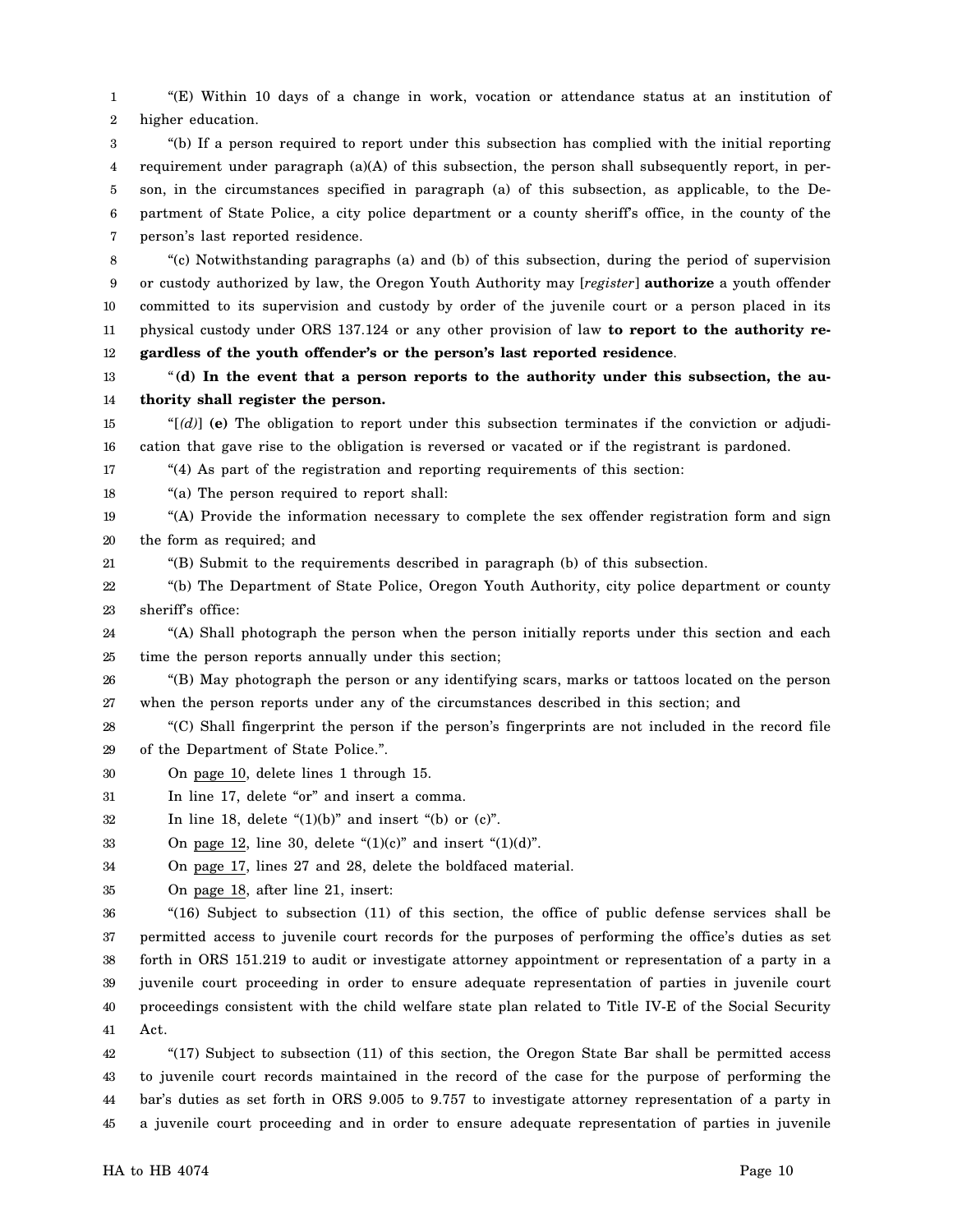"(E) Within 10 days of a change in work, vocation or attendance status at an institution of higher education.

"(b) If a person required to report under this subsection has complied with the initial reporting requirement under paragraph (a)(A) of this subsection, the person shall subsequently report, in person, in the circumstances specified in paragraph (a) of this subsection, as applicable, to the Department of State Police, a city police department or a county sheriff's office, in the county of the person's last reported residence.

"(c) Notwithstanding paragraphs (a) and (b) of this subsection, during the period of supervision or custody authorized by law, the Oregon Youth Authority may [*register*] **authorize** a youth offender committed to its supervision and custody by order of the juvenile court or a person placed in its physical custody under ORS 137.124 or any other provision of law **to report to the authority regardless of the youth offender's or the person's last reported residence**.

"**(d) In the event that a person reports to the authority under this subsection, the authority shall register the person.**

"[*(d)*] **(e)** The obligation to report under this subsection terminates if the conviction or adjudication that gave rise to the obligation is reversed or vacated or if the registrant is pardoned.

"(4) As part of the registration and reporting requirements of this section:

"(a) The person required to report shall:

"(A) Provide the information necessary to complete the sex offender registration form and sign the form as required; and

"(B) Submit to the requirements described in paragraph (b) of this subsection.

"(b) The Department of State Police, Oregon Youth Authority, city police department or county sheriff's office:

"(A) Shall photograph the person when the person initially reports under this section and each time the person reports annually under this section;

"(B) May photograph the person or any identifying scars, marks or tattoos located on the person when the person reports under any of the circumstances described in this section; and

"(C) Shall fingerprint the person if the person's fingerprints are not included in the record file of the Department of State Police.".

On page 10, delete lines 1 through 15.

In line 17, delete "or" and insert a comma.

In line 18, delete "(1)(b)" and insert "(b) or (c)".

On page 12, line 30, delete "(1)(c)" and insert "(1)(d)".

On page 17, lines 27 and 28, delete the boldfaced material.

On page 18, after line 21, insert:

"(16) Subject to subsection (11) of this section, the office of public defense services shall be permitted access to juvenile court records for the purposes of performing the office's duties as set forth in ORS 151.219 to audit or investigate attorney appointment or representation of a party in a juvenile court proceeding in order to ensure adequate representation of parties in juvenile court proceedings consistent with the child welfare state plan related to Title IV-E of the Social Security Act.

"(17) Subject to subsection (11) of this section, the Oregon State Bar shall be permitted access to juvenile court records maintained in the record of the case for the purpose of performing the bar's duties as set forth in ORS 9.005 to 9.757 to investigate attorney representation of a party in a juvenile court proceeding and in order to ensure adequate representation of parties in juvenile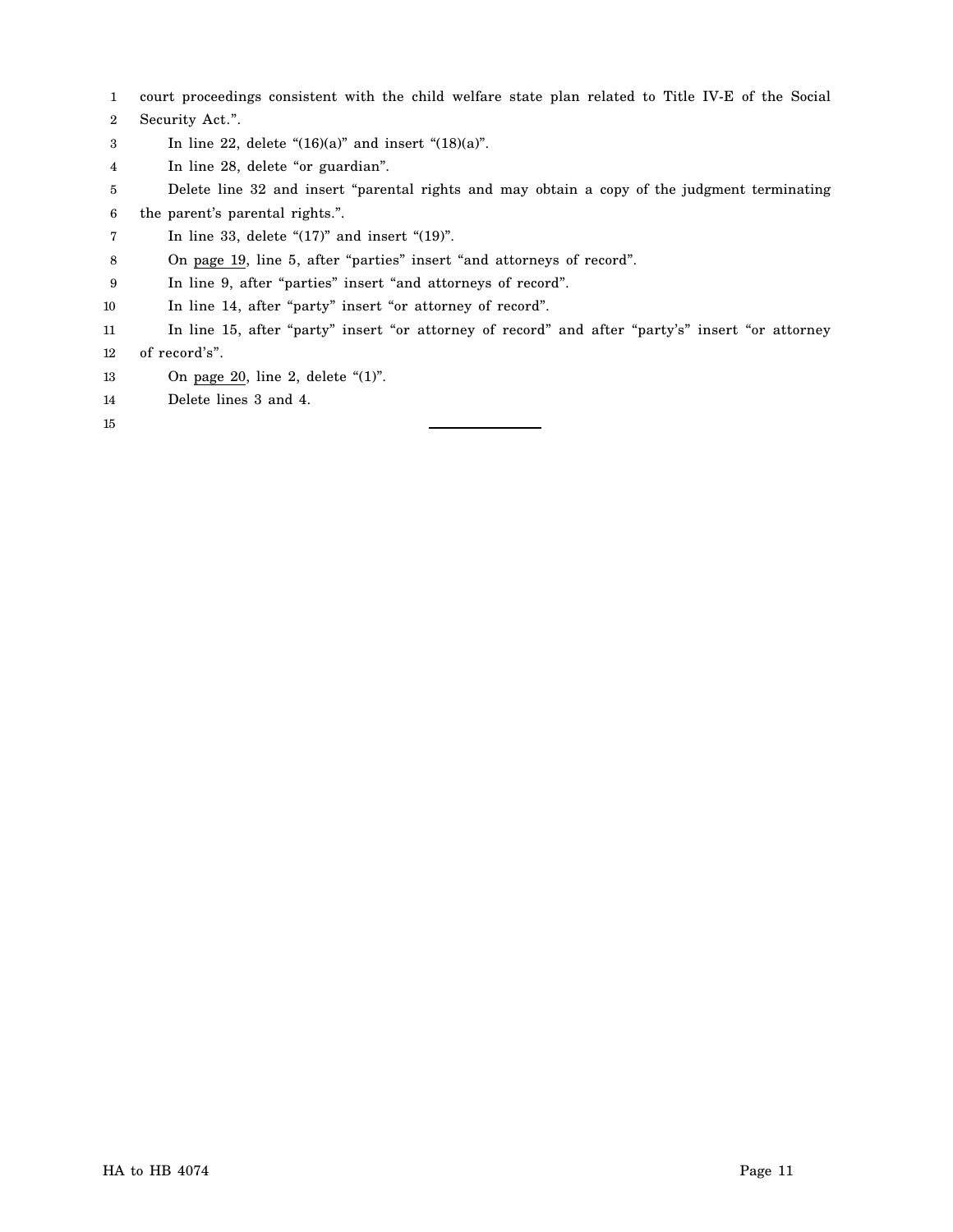court proceedings consistent with the child welfare state plan related to Title IV-E of the Social Security Act.".

In line 22, delete "(16)(a)" and insert "(18)(a)".

In line 28, delete "or guardian".

Delete line 32 and insert "parental rights and may obtain a copy of the judgment terminating the parent's parental rights.".

In line 33, delete "(17)" and insert "(19)".

On page 19, line 5, after "parties" insert "and attorneys of record".

In line 9, after "parties" insert "and attorneys of record".

In line 14, after "party" insert "or attorney of record".

In line 15, after "party" insert "or attorney of record" and after "party's" insert "or attorney of record's".

On page 20, line 2, delete "(1)".

Delete lines 3 and 4.